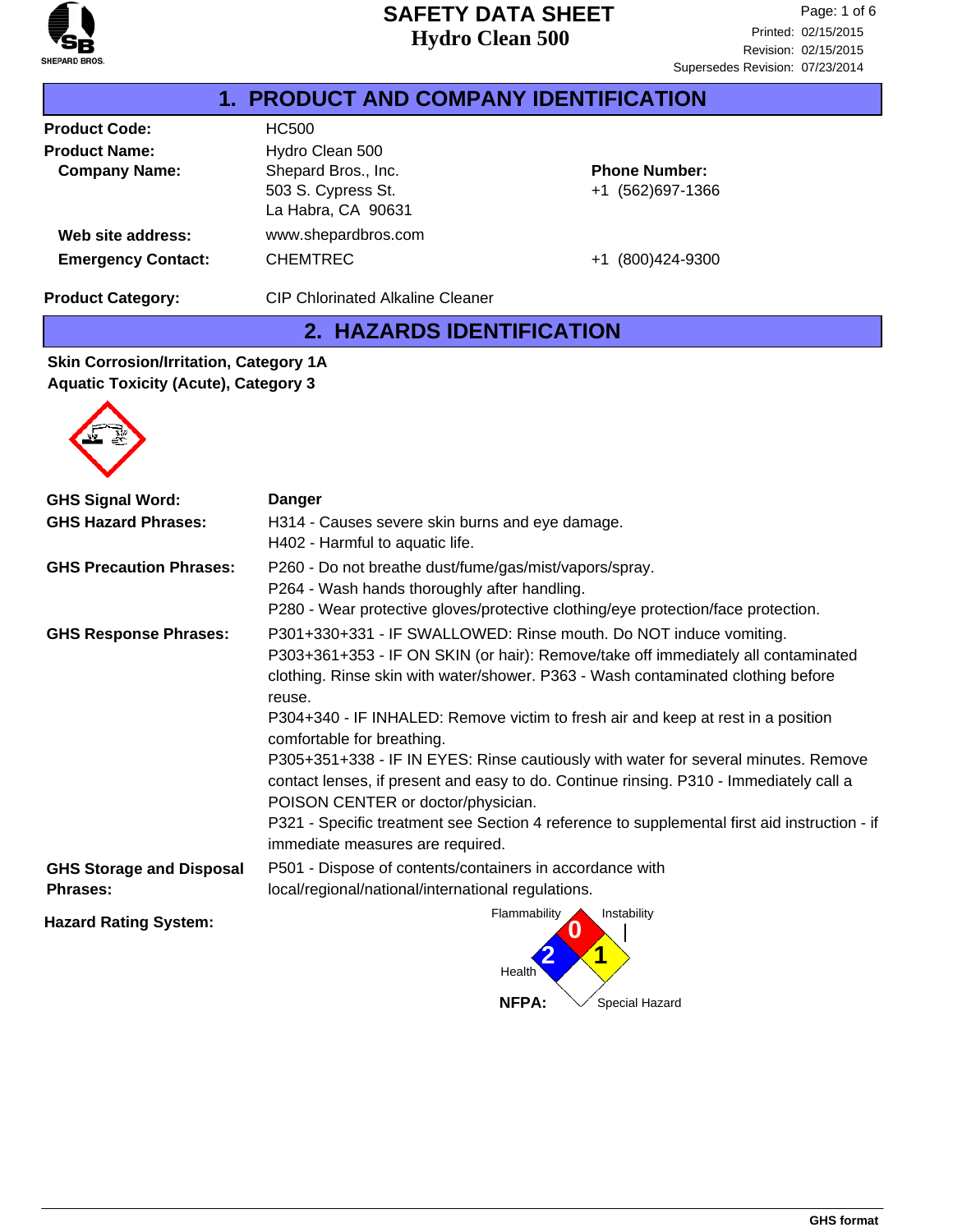# SAFETY DATA SHEET
## Hydro Clean 500

Printed: 02/15/2015
Revision: 02/15/2015
Supersedes Revision: 07/23/2014

## 1. PRODUCT AND COMPANY IDENTIFICATION

**Product Code:** HC500

**Product Name:** Hydro Clean 500

**Company Name:** Shepard Bros., Inc.
503 S. Cypress St.
La Habra, CA 90631

**Phone Number:** +1 (562)697-1366

**Web site address:** www.shepardbros.com

**Emergency Contact:** CHEMTREC +1 (800)424-9300

**Product Category:** CIP Chlorinated Alkaline Cleaner

## 2. HAZARDS IDENTIFICATION

**Skin Corrosion/Irritation, Category 1A**
**Aquatic Toxicity (Acute), Category 3**

**GHS Signal Word:** **Danger**

**GHS Hazard Phrases:**
H314 - Causes severe skin burns and eye damage.
H402 - Harmful to aquatic life.

**GHS Precaution Phrases:**
P260 - Do not breathe dust/fume/gas/mist/vapors/spray.
P264 - Wash hands thoroughly after handling.
P280 - Wear protective gloves/protective clothing/eye protection/face protection.

**GHS Response Phrases:**
P301+330+331 - IF SWALLOWED: Rinse mouth. Do NOT induce vomiting.
P303+361+353 - IF ON SKIN (or hair): Remove/take off immediately all contaminated clothing. Rinse skin with water/shower. P363 - Wash contaminated clothing before reuse.
P304+340 - IF INHALED: Remove victim to fresh air and keep at rest in a position comfortable for breathing.
P305+351+338 - IF IN EYES: Rinse cautiously with water for several minutes. Remove contact lenses, if present and easy to do. Continue rinsing. P310 - Immediately call a POISON CENTER or doctor/physician.
P321 - Specific treatment see Section 4 reference to supplemental first aid instruction - if immediate measures are required.

**GHS Storage and Disposal Phrases:**
P501 - Dispose of contents/containers in accordance with local/regional/national/international regulations.

**Hazard Rating System:**

NFPA: Health 2, Flammability 0, Instability 1, Special Hazard (none)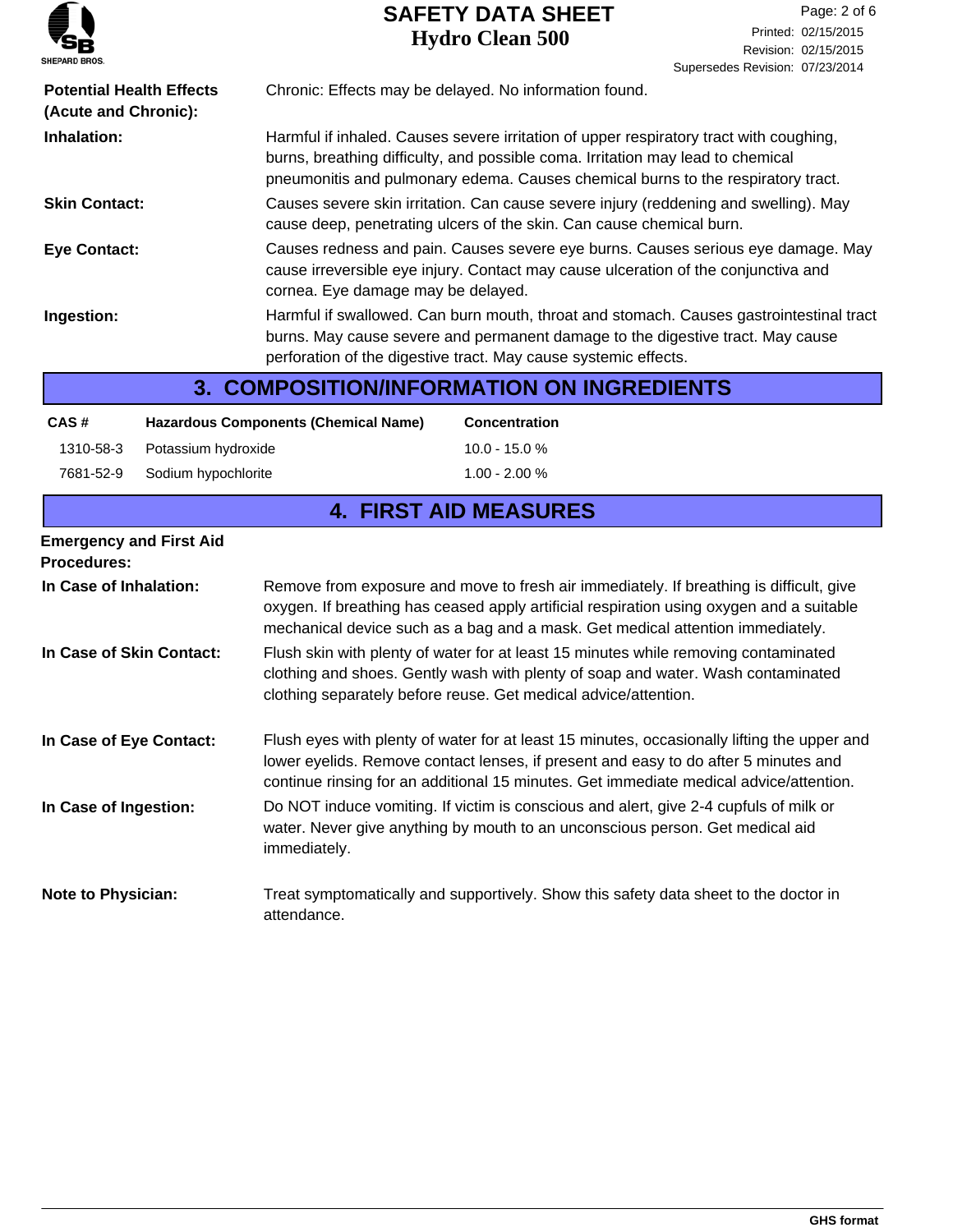**Potential Health Effects (Acute and Chronic):** Chronic: Effects may be delayed. No information found.

**Inhalation:** Harmful if inhaled. Causes severe irritation of upper respiratory tract with coughing, burns, breathing difficulty, and possible coma. Irritation may lead to chemical pneumonitis and pulmonary edema. Causes chemical burns to the respiratory tract.

**Skin Contact:** Causes severe skin irritation. Can cause severe injury (reddening and swelling). May cause deep, penetrating ulcers of the skin. Can cause chemical burn.

**Eye Contact:** Causes redness and pain. Causes severe eye burns. Causes serious eye damage. May cause irreversible eye injury. Contact may cause ulceration of the conjunctiva and cornea. Eye damage may be delayed.

**Ingestion:** Harmful if swallowed. Can burn mouth, throat and stomach. Causes gastrointestinal tract burns. May cause severe and permanent damage to the digestive tract. May cause perforation of the digestive tract. May cause systemic effects.

## 3. COMPOSITION/INFORMATION ON INGREDIENTS

| CAS # | Hazardous Components (Chemical Name) | Concentration |
|---|---|---|
| 1310-58-3 | Potassium hydroxide | 10.0 - 15.0 % |
| 7681-52-9 | Sodium hypochlorite | 1.00 - 2.00 % |

## 4. FIRST AID MEASURES

**Emergency and First Aid Procedures:**

**In Case of Inhalation:** Remove from exposure and move to fresh air immediately. If breathing is difficult, give oxygen. If breathing has ceased apply artificial respiration using oxygen and a suitable mechanical device such as a bag and a mask. Get medical attention immediately.

**In Case of Skin Contact:** Flush skin with plenty of water for at least 15 minutes while removing contaminated clothing and shoes. Gently wash with plenty of soap and water. Wash contaminated clothing separately before reuse. Get medical advice/attention.

**In Case of Eye Contact:** Flush eyes with plenty of water for at least 15 minutes, occasionally lifting the upper and lower eyelids. Remove contact lenses, if present and easy to do after 5 minutes and continue rinsing for an additional 15 minutes. Get immediate medical advice/attention.

**In Case of Ingestion:** Do NOT induce vomiting. If victim is conscious and alert, give 2-4 cupfuls of milk or water. Never give anything by mouth to an unconscious person. Get medical aid immediately.

**Note to Physician:** Treat symptomatically and supportively. Show this safety data sheet to the doctor in attendance.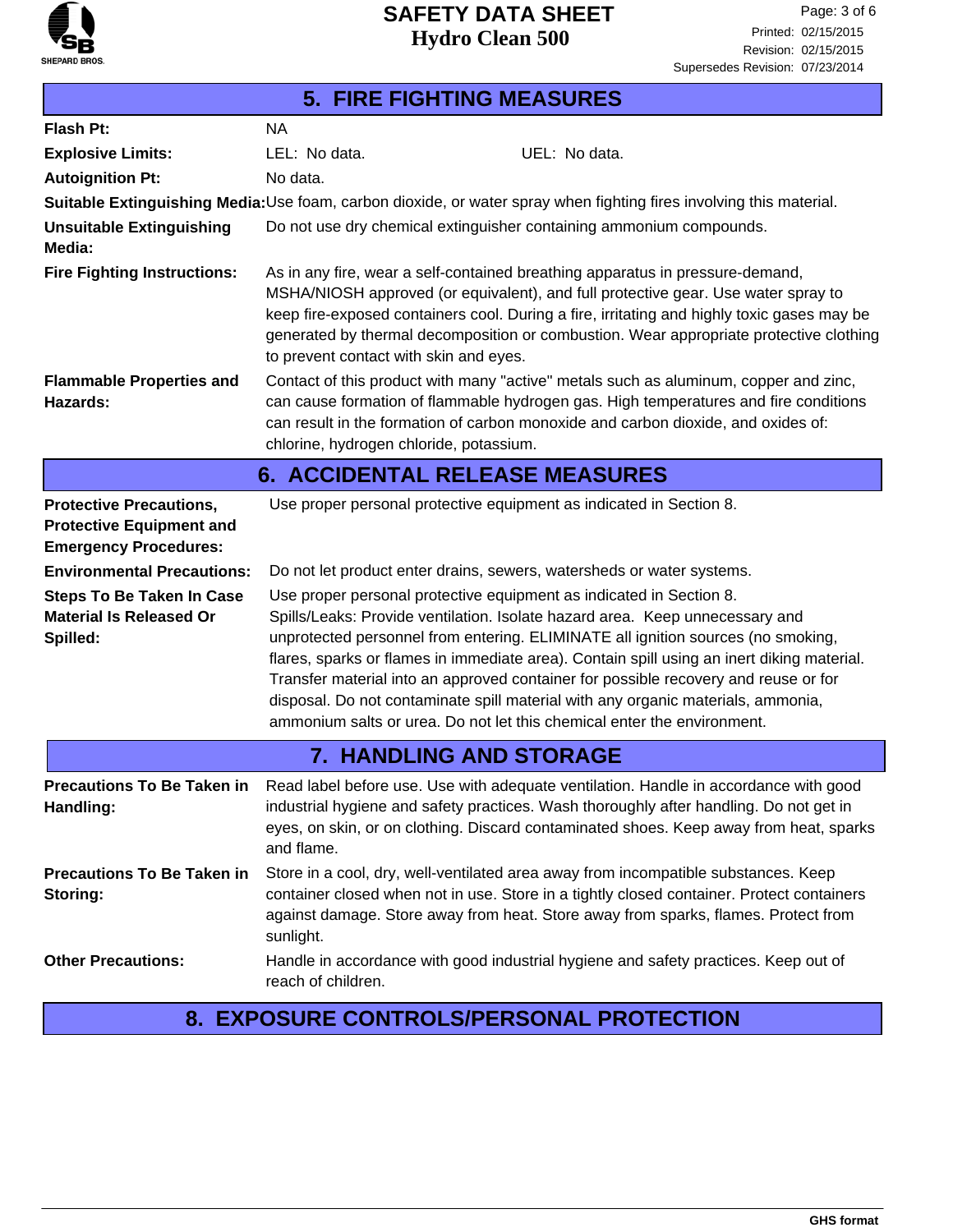## 5. FIRE FIGHTING MEASURES

**Flash Pt:** NA

**Explosive Limits:** LEL: No data. UEL: No data.

**Autoignition Pt:** No data.

**Suitable Extinguishing Media:** Use foam, carbon dioxide, or water spray when fighting fires involving this material.

**Unsuitable Extinguishing Media:** Do not use dry chemical extinguisher containing ammonium compounds.

**Fire Fighting Instructions:** As in any fire, wear a self-contained breathing apparatus in pressure-demand, MSHA/NIOSH approved (or equivalent), and full protective gear. Use water spray to keep fire-exposed containers cool. During a fire, irritating and highly toxic gases may be generated by thermal decomposition or combustion. Wear appropriate protective clothing to prevent contact with skin and eyes.

**Flammable Properties and Hazards:** Contact of this product with many "active" metals such as aluminum, copper and zinc, can cause formation of flammable hydrogen gas. High temperatures and fire conditions can result in the formation of carbon monoxide and carbon dioxide, and oxides of: chlorine, hydrogen chloride, potassium.

## 6. ACCIDENTAL RELEASE MEASURES

**Protective Precautions, Protective Equipment and Emergency Procedures:** Use proper personal protective equipment as indicated in Section 8.

**Environmental Precautions:** Do not let product enter drains, sewers, watersheds or water systems.

**Steps To Be Taken In Case Material Is Released Or Spilled:** Use proper personal protective equipment as indicated in Section 8.
Spills/Leaks: Provide ventilation. Isolate hazard area. Keep unnecessary and unprotected personnel from entering. ELIMINATE all ignition sources (no smoking, flares, sparks or flames in immediate area). Contain spill using an inert diking material. Transfer material into an approved container for possible recovery and reuse or for disposal. Do not contaminate spill material with any organic materials, ammonia, ammonium salts or urea. Do not let this chemical enter the environment.

## 7. HANDLING AND STORAGE

**Precautions To Be Taken in Handling:** Read label before use. Use with adequate ventilation. Handle in accordance with good industrial hygiene and safety practices. Wash thoroughly after handling. Do not get in eyes, on skin, or on clothing. Discard contaminated shoes. Keep away from heat, sparks and flame.

**Precautions To Be Taken in Storing:** Store in a cool, dry, well-ventilated area away from incompatible substances. Keep container closed when not in use. Store in a tightly closed container. Protect containers against damage. Store away from heat. Store away from sparks, flames. Protect from sunlight.

**Other Precautions:** Handle in accordance with good industrial hygiene and safety practices. Keep out of reach of children.

## 8. EXPOSURE CONTROLS/PERSONAL PROTECTION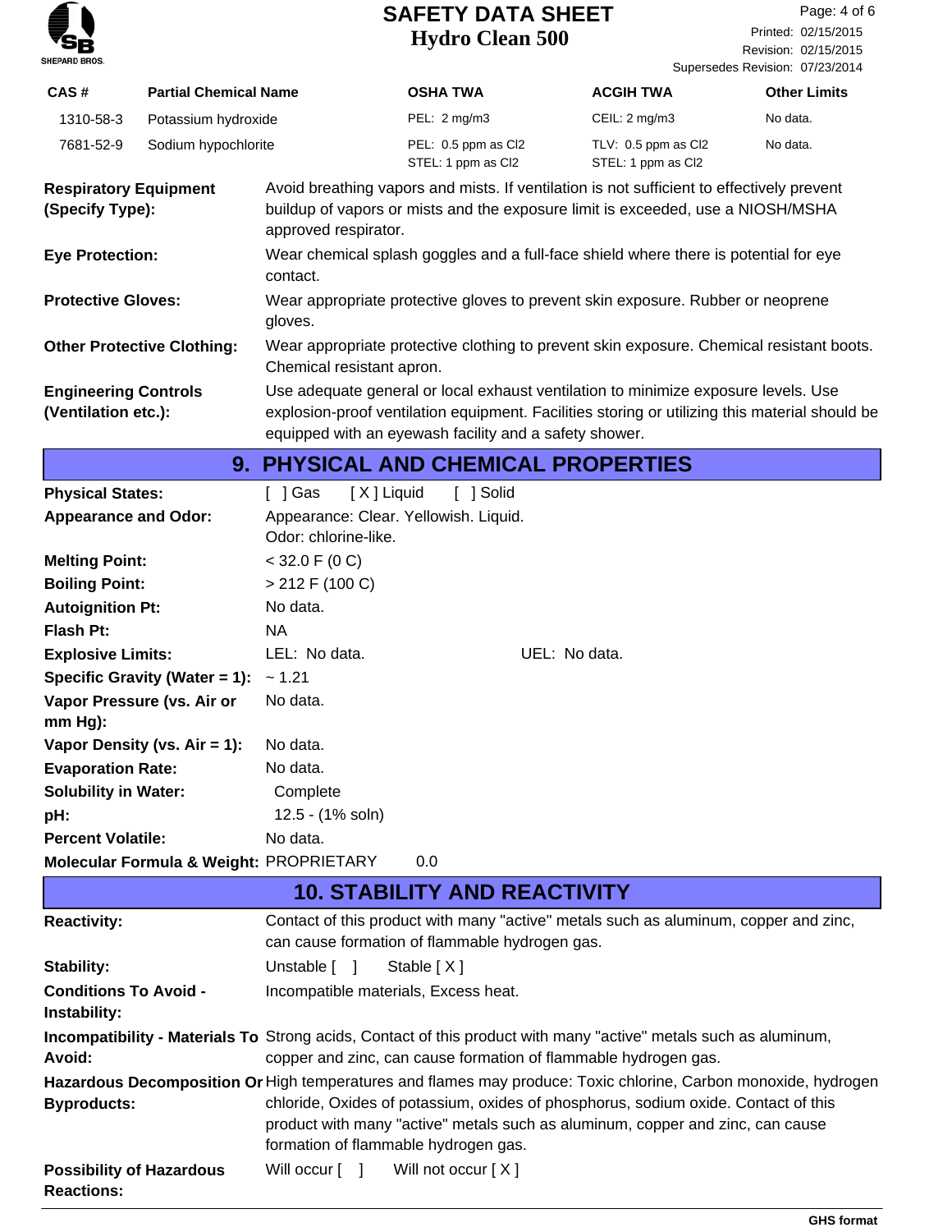| CAS # | Partial Chemical Name | OSHA TWA | ACGIH TWA | Other Limits |
|---|---|---|---|---|
| 1310-58-3 | Potassium hydroxide | PEL: 2 mg/m3 | CEIL: 2 mg/m3 | No data. |
| 7681-52-9 | Sodium hypochlorite | PEL: 0.5 ppm as Cl2<br>STEL: 1 ppm as Cl2 | TLV: 0.5 ppm as Cl2<br>STEL: 1 ppm as Cl2 | No data. |

**Respiratory Equipment (Specify Type):** Avoid breathing vapors and mists. If ventilation is not sufficient to effectively prevent buildup of vapors or mists and the exposure limit is exceeded, use a NIOSH/MSHA approved respirator.

**Eye Protection:** Wear chemical splash goggles and a full-face shield where there is potential for eye contact.

**Protective Gloves:** Wear appropriate protective gloves to prevent skin exposure. Rubber or neoprene gloves.

**Other Protective Clothing:** Wear appropriate protective clothing to prevent skin exposure. Chemical resistant boots. Chemical resistant apron.

**Engineering Controls (Ventilation etc.):** Use adequate general or local exhaust ventilation to minimize exposure levels. Use explosion-proof ventilation equipment. Facilities storing or utilizing this material should be equipped with an eyewash facility and a safety shower.

## 9. PHYSICAL AND CHEMICAL PROPERTIES

**Physical States:** [ ] Gas [ X ] Liquid [ ] Solid

**Appearance and Odor:** Appearance: Clear. Yellowish. Liquid.
Odor: chlorine-like.

**Melting Point:** < 32.0 F (0 C)

**Boiling Point:** > 212 F (100 C)

**Autoignition Pt:** No data.

**Flash Pt:** NA

**Explosive Limits:** LEL: No data. UEL: No data.

**Specific Gravity (Water = 1):** ~ 1.21

**Vapor Pressure (vs. Air or mm Hg):** No data.

**Vapor Density (vs. Air = 1):** No data.

**Evaporation Rate:** No data.

**Solubility in Water:** Complete

**pH:** 12.5 - (1% soln)

**Percent Volatile:** No data.

**Molecular Formula & Weight:** PROPRIETARY 0.0

## 10. STABILITY AND REACTIVITY

**Reactivity:** Contact of this product with many "active" metals such as aluminum, copper and zinc, can cause formation of flammable hydrogen gas.

**Stability:** Unstable [ ] Stable [ X ]

**Conditions To Avoid - Instability:** Incompatible materials, Excess heat.

**Incompatibility - Materials To Avoid:** Strong acids, Contact of this product with many "active" metals such as aluminum, copper and zinc, can cause formation of flammable hydrogen gas.

**Hazardous Decomposition Or Byproducts:** High temperatures and flames may produce: Toxic chlorine, Carbon monoxide, hydrogen chloride, Oxides of potassium, oxides of phosphorus, sodium oxide. Contact of this product with many "active" metals such as aluminum, copper and zinc, can cause formation of flammable hydrogen gas.

**Possibility of Hazardous Reactions:** Will occur [ ] Will not occur [ X ]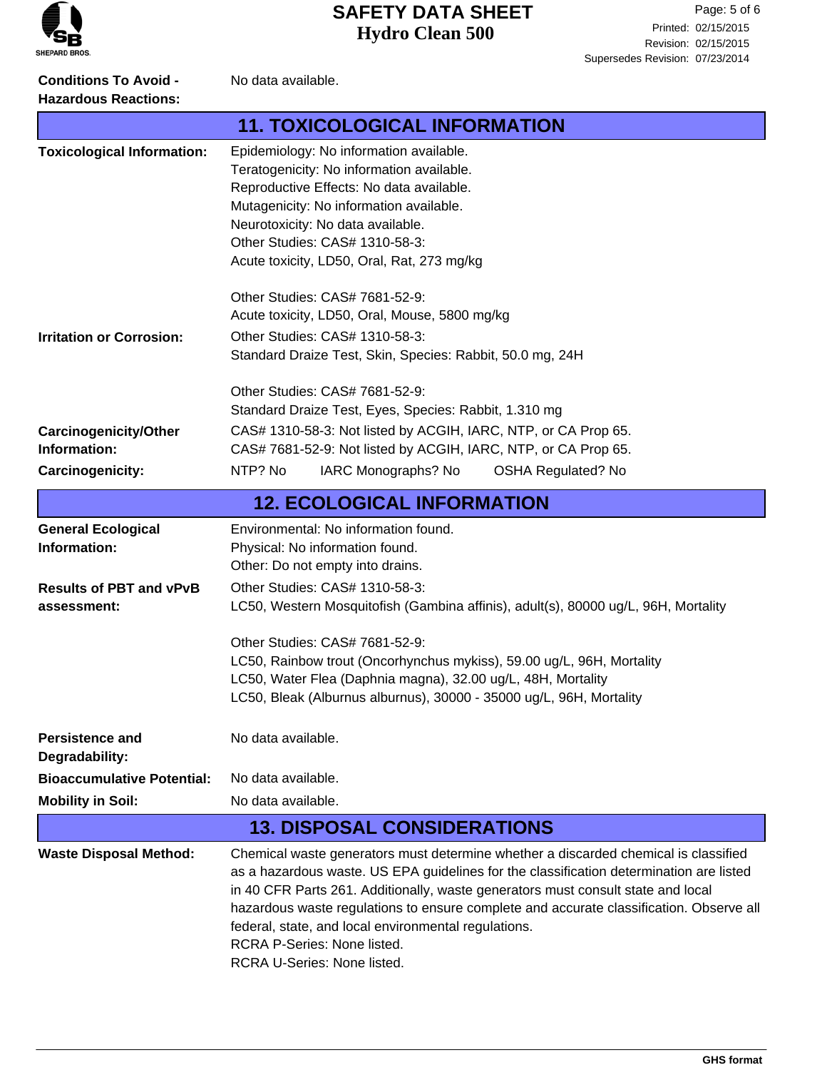| | |
|---|---|
| **Conditions To Avoid - Hazardous Reactions:** | No data available. |

## 11. TOXICOLOGICAL INFORMATION

| | |
|---|---|
| **Toxicological Information:** | Epidemiology: No information available.<br>Teratogenicity: No information available.<br>Reproductive Effects: No data available.<br>Mutagenicity: No information available.<br>Neurotoxicity: No data available.<br>Other Studies: CAS# 1310-58-3:<br>Acute toxicity, LD50, Oral, Rat, 273 mg/kg<br><br>Other Studies: CAS# 7681-52-9:<br>Acute toxicity, LD50, Oral, Mouse, 5800 mg/kg |
| **Irritation or Corrosion:** | Other Studies: CAS# 1310-58-3:<br>Standard Draize Test, Skin, Species: Rabbit, 50.0 mg, 24H<br><br>Other Studies: CAS# 7681-52-9:<br>Standard Draize Test, Eyes, Species: Rabbit, 1.310 mg |
| **Carcinogenicity/Other Information:** | CAS# 1310-58-3: Not listed by ACGIH, IARC, NTP, or CA Prop 65.<br>CAS# 7681-52-9: Not listed by ACGIH, IARC, NTP, or CA Prop 65. |
| **Carcinogenicity:** | NTP? No IARC Monographs? No OSHA Regulated? No |

## 12. ECOLOGICAL INFORMATION

| | |
|---|---|
| **General Ecological Information:** | Environmental: No information found.<br>Physical: No information found.<br>Other: Do not empty into drains. |
| **Results of PBT and vPvB assessment:** | Other Studies: CAS# 1310-58-3:<br>LC50, Western Mosquitofish (Gambina affinis), adult(s), 80000 ug/L, 96H, Mortality<br><br>Other Studies: CAS# 7681-52-9:<br>LC50, Rainbow trout (Oncorhynchus mykiss), 59.00 ug/L, 96H, Mortality<br>LC50, Water Flea (Daphnia magna), 32.00 ug/L, 48H, Mortality<br>LC50, Bleak (Alburnus alburnus), 30000 - 35000 ug/L, 96H, Mortality |
| **Persistence and Degradability:** | No data available. |
| **Bioaccumulative Potential:** | No data available. |
| **Mobility in Soil:** | No data available. |

## 13. DISPOSAL CONSIDERATIONS

| | |
|---|---|
| **Waste Disposal Method:** | Chemical waste generators must determine whether a discarded chemical is classified as a hazardous waste. US EPA guidelines for the classification determination are listed in 40 CFR Parts 261. Additionally, waste generators must consult state and local hazardous waste regulations to ensure complete and accurate classification. Observe all federal, state, and local environmental regulations.<br>RCRA P-Series: None listed.<br>RCRA U-Series: None listed. |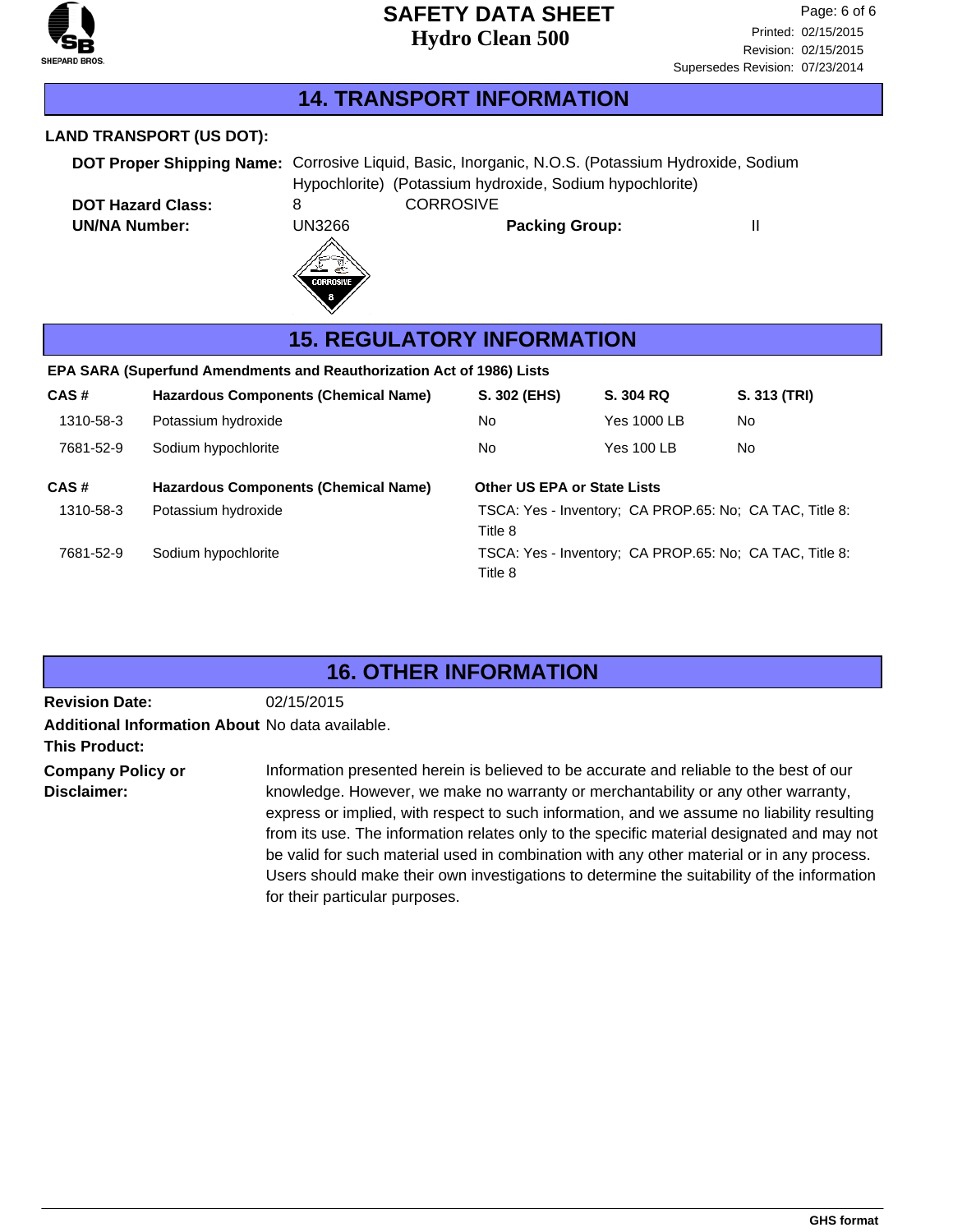## 14. TRANSPORT INFORMATION

**LAND TRANSPORT (US DOT):**

| | | | |
|---|---|---|---|
| **DOT Proper Shipping Name:** | Corrosive Liquid, Basic, Inorganic, N.O.S. (Potassium Hydroxide, Sodium Hypochlorite) (Potassium hydroxide, Sodium hypochlorite) | | |
| **DOT Hazard Class:** | 8 CORROSIVE | | |
| **UN/NA Number:** | UN3266 | **Packing Group:** | II |

## 15. REGULATORY INFORMATION

**EPA SARA (Superfund Amendments and Reauthorization Act of 1986) Lists**

| CAS # | Hazardous Components (Chemical Name) | S. 302 (EHS) | S. 304 RQ | S. 313 (TRI) |
|---|---|---|---|---|
| 1310-58-3 | Potassium hydroxide | No | Yes 1000 LB | No |
| 7681-52-9 | Sodium hypochlorite | No | Yes 100 LB | No |

| CAS # | Hazardous Components (Chemical Name) | Other US EPA or State Lists |
|---|---|---|
| 1310-58-3 | Potassium hydroxide | TSCA: Yes - Inventory; CA PROP.65: No; CA TAC, Title 8: Title 8 |
| 7681-52-9 | Sodium hypochlorite | TSCA: Yes - Inventory; CA PROP.65: No; CA TAC, Title 8: Title 8 |

## 16. OTHER INFORMATION

**Revision Date:** 02/15/2015

**Additional Information About This Product:** No data available.

**Company Policy or Disclaimer:** Information presented herein is believed to be accurate and reliable to the best of our knowledge. However, we make no warranty or merchantability or any other warranty, express or implied, with respect to such information, and we assume no liability resulting from its use. The information relates only to the specific material designated and may not be valid for such material used in combination with any other material or in any process. Users should make their own investigations to determine the suitability of the information for their particular purposes.